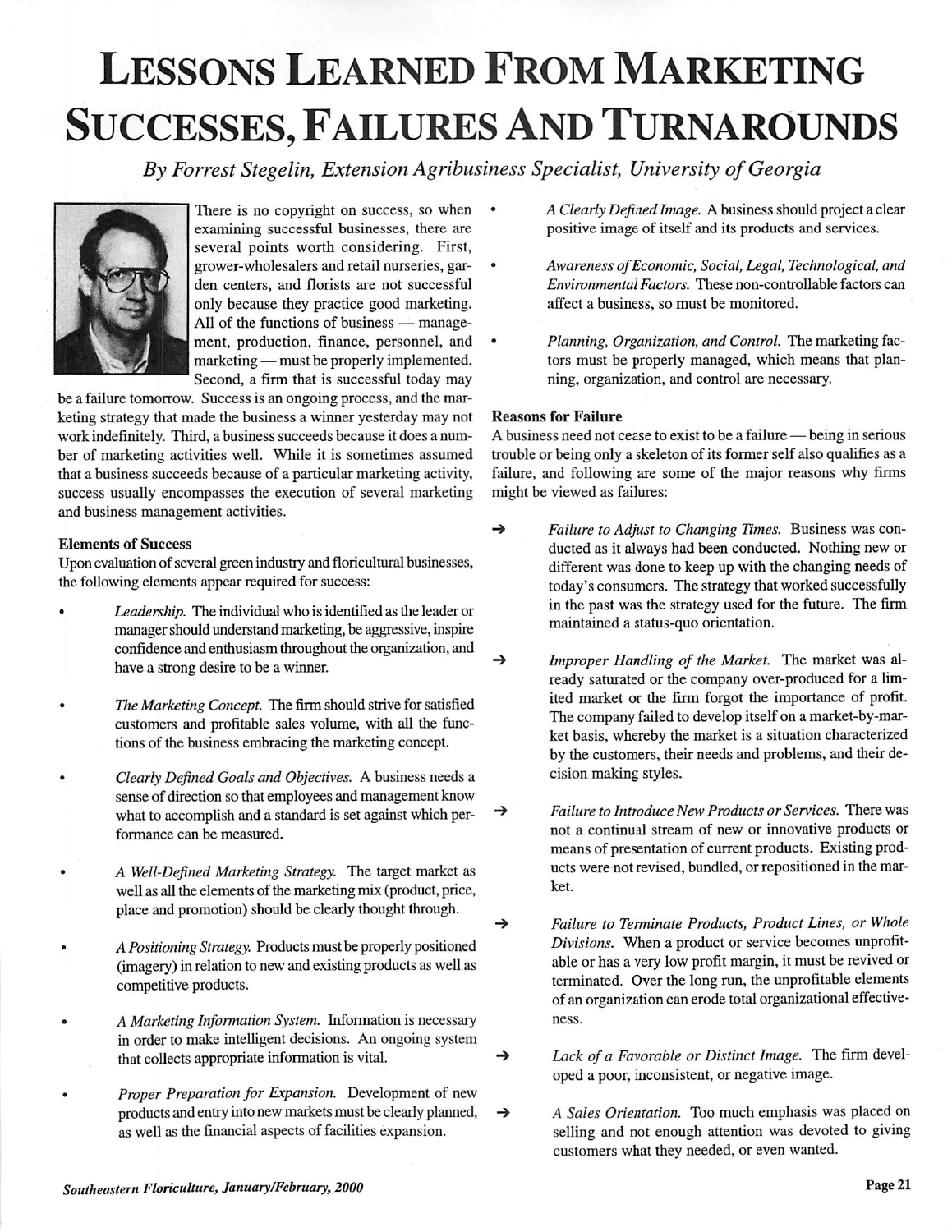# Lessons Learned From Marketing Successes, Failures And Turnarounds

*By Forrest Stegelin, Extension Agribusiness Specialist, University of Georgia*

There is no copyright on success, so when examining successful businesses, there are several points worth considering. First, grower-wholesalers and retail nurseries, garden centers, and florists are not successful only because they practice good marketing. All of the functions of business — management, production, finance, personnel, and marketing — must be properly implemented. Second, a firm that is successful today may be a failure tomorrow. Success is an ongoing process, and the marketing strategy that made the business a winner yesterday may not work indefinitely. Third, a business succeeds because it does a number of marketing activities well. While it is sometimes assumed that a business succeeds because of a particular marketing activity, success usually encompasses the execution of several marketing and business management activities.

**Elements of Success**

Upon evaluation of several green industry and floricultural businesses, the following elements appear required for success:

- *Leadership.* The individual who is identified as the leader or manager should understand marketing, be aggressive, inspire confidence and enthusiasm throughout the organization, and have a strong desire to be a winner.
- *The Marketing Concept.* The firm should strive for satisfied customers and profitable sales volume, with all the functions of the business embracing the marketing concept.
- *Clearly Defined Goals and Objectives.* A business needs a sense of direction so that employees and management know what to accomplish and a standard is set against which performance can be measured.
- *A Well-Defined Marketing Strategy.* The target market as well as all the elements of the marketing mix (product, price, place and promotion) should be clearly thought through.
- *A Positioning Strategy.* Products must be properly positioned (imagery) in relation to new and existing products as well as competitive products.
- *A Marketing Information System.* Information is necessary in order to make intelligent decisions. An ongoing system that collects appropriate information is vital.
- *Proper Preparation for Expansion.* Development of new products and entry into new markets must be clearly planned, as well as the financial aspects of facilities expansion.
- *A Clearly Defined Image.* A business should project a clear positive image of itself and its products and services.
- *Awareness of Economic, Social, Legal, Technological, and Environmental Factors.* These non-controllable factors can affect a business, so must be monitored.
- *Planning, Organization, and Control.* The marketing factors must be properly managed, which means that planning, organization, and control are necessary.

**Reasons for Failure**

A business need not cease to exist to be a failure — being in serious trouble or being only a skeleton of its former self also qualifies as a failure, and following are some of the major reasons why firms might be viewed as failures:

- ➔ *Failure to Adjust to Changing Times.* Business was conducted as it always had been conducted. Nothing new or different was done to keep up with the changing needs of today's consumers. The strategy that worked successfully in the past was the strategy used for the future. The firm maintained a status-quo orientation.
- ➔ *Improper Handling of the Market.* The market was already saturated or the company over-produced for a limited market or the firm forgot the importance of profit. The company failed to develop itself on a market-by-market basis, whereby the market is a situation characterized by the customers, their needs and problems, and their decision making styles.
- ➔ *Failure to Introduce New Products or Services.* There was not a continual stream of new or innovative products or means of presentation of current products. Existing products were not revised, bundled, or repositioned in the market.
- ➔ *Failure to Terminate Products, Product Lines, or Whole Divisions.* When a product or service becomes unprofitable or has a very low profit margin, it must be revived or terminated. Over the long run, the unprofitable elements of an organization can erode total organizational effectiveness.
- ➔ *Lack of a Favorable or Distinct Image.* The firm developed a poor, inconsistent, or negative image.
- ➔ *A Sales Orientation.* Too much emphasis was placed on selling and not enough attention was devoted to giving customers what they needed, or even wanted.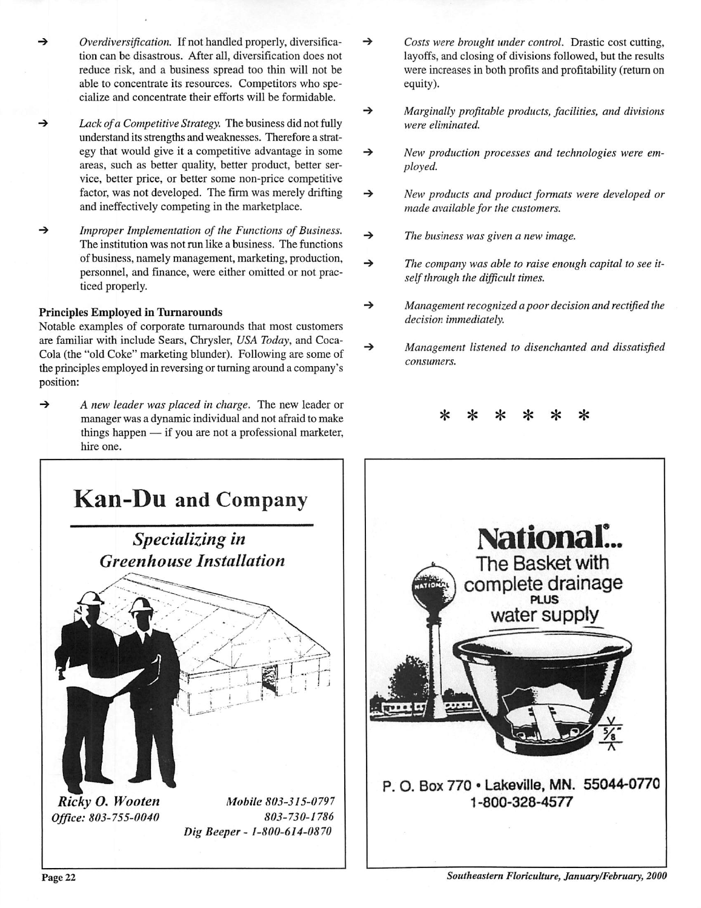→ *Overdiversification.* If not handled properly, diversification can be disastrous. After all, diversification does not reduce risk, and a business spread too thin will not be able to concentrate its resources. Competitors who specialize and concentrate their efforts will be formidable.

→ *Lack of a Competitive Strategy.* The business did not fully understand its strengths and weaknesses. Therefore a strategy that would give it a competitive advantage in some areas, such as better quality, better product, better service, better price, or better some non-price competitive factor, was not developed. The firm was merely drifting and ineffectively competing in the marketplace.

→ *Improper Implementation of the Functions of Business.* The institution was not run like a business. The functions of business, namely management, marketing, production, personnel, and finance, were either omitted or not practiced properly.

**Principles Employed in Turnarounds**

Notable examples of corporate turnarounds that most customers are familiar with include Sears, Chrysler, *USA Today*, and Coca-Cola (the "old Coke" marketing blunder). Following are some of the principles employed in reversing or turning around a company's position:

→ *A new leader was placed in charge.* The new leader or manager was a dynamic individual and not afraid to make things happen — if you are not a professional marketer, hire one.

→ *Costs were brought under control.* Drastic cost cutting, layoffs, and closing of divisions followed, but the results were increases in both profits and profitability (return on equity).

→ *Marginally profitable products, facilities, and divisions were eliminated.*

→ *New production processes and technologies were employed.*

→ *New products and product formats were developed or made available for the customers.*

→ *The business was given a new image.*

→ *The company was able to raise enough capital to see itself through the difficult times.*

→ *Management recognized a poor decision and rectified the decision immediately.*

→ *Management listened to disenchanted and dissatisfied consumers.*

* * * * * *

**Kan-Du and Company**

*Specializing in Greenhouse Installation*

*Ricky O. Wooten*
*Office: 803-755-0040*
*Mobile 803-315-0797*
*803-730-1786*
*Dig Beeper - 1-800-614-0870*

**National®...** The Basket with complete drainage PLUS water supply

P. O. Box 770 • Lakeville, MN. 55044-0770
1-800-328-4577